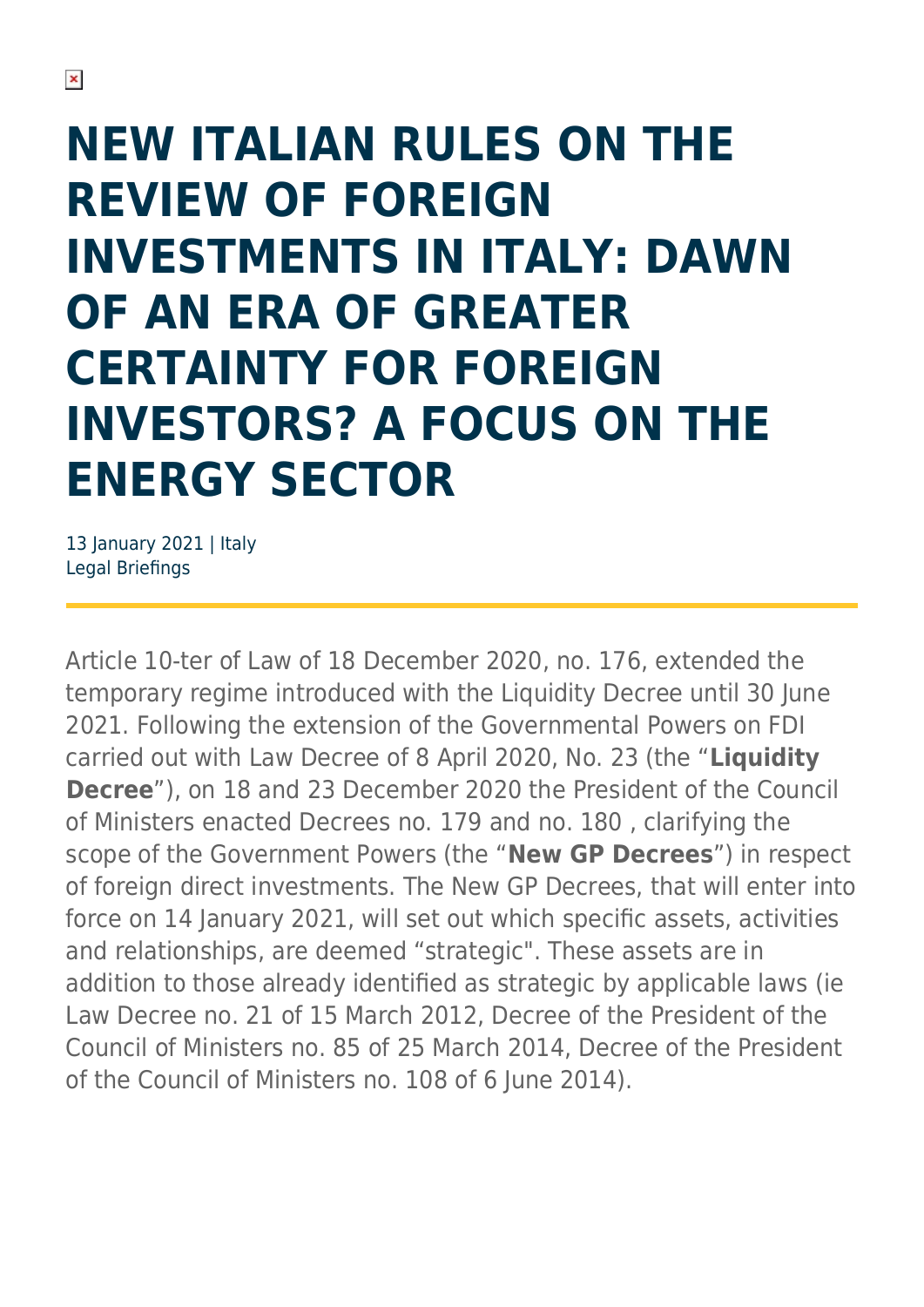# NEW ITALIAN RULES ON THE REVIEW OF FOREIGN INVESTMENTS IN ITALY: DAWN OF AN ERA OF GREATER CERTAINTY FOR FOREIGN INVESTORS? A FOCUS ON THE ENERGY SECTOR

13 January 2021 | Italy
Legal Briefings

Article 10-ter of Law of 18 December 2020, no. 176, extended the temporary regime introduced with the Liquidity Decree until 30 June 2021. Following the extension of the Governmental Powers on FDI carried out with Law Decree of 8 April 2020, No. 23 (the "**Liquidity Decree**"), on 18 and 23 December 2020 the President of the Council of Ministers enacted Decrees no. 179 and no. 180 , clarifying the scope of the Government Powers (the "**New GP Decrees**") in respect of foreign direct investments. The New GP Decrees, that will enter into force on 14 January 2021, will set out which specific assets, activities and relationships, are deemed "strategic". These assets are in addition to those already identified as strategic by applicable laws (ie Law Decree no. 21 of 15 March 2012, Decree of the President of the Council of Ministers no. 85 of 25 March 2014, Decree of the President of the Council of Ministers no. 108 of 6 June 2014).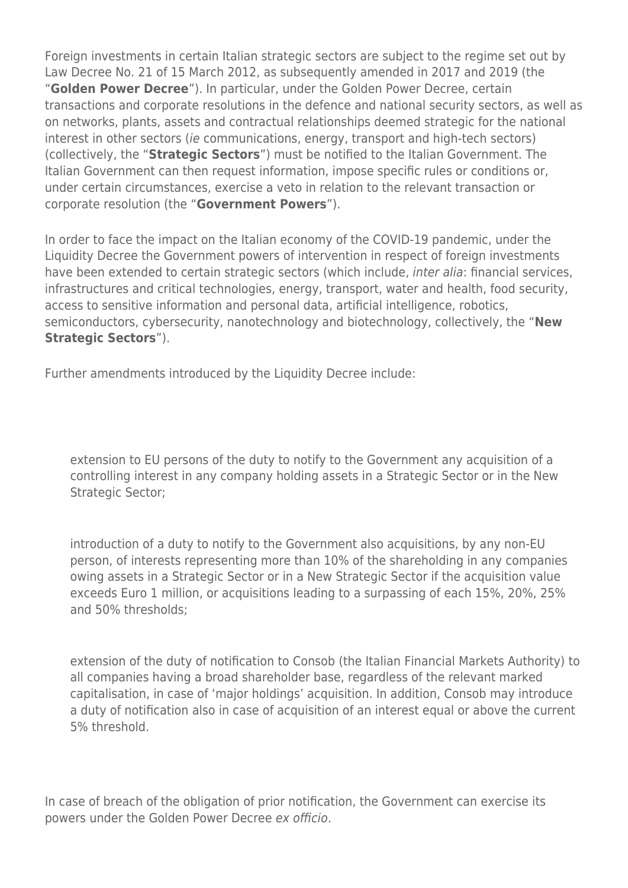Foreign investments in certain Italian strategic sectors are subject to the regime set out by Law Decree No. 21 of 15 March 2012, as subsequently amended in 2017 and 2019 (the "**Golden Power Decree**"). In particular, under the Golden Power Decree, certain transactions and corporate resolutions in the defence and national security sectors, as well as on networks, plants, assets and contractual relationships deemed strategic for the national interest in other sectors (*ie* communications, energy, transport and high-tech sectors) (collectively, the "**Strategic Sectors**") must be notified to the Italian Government. The Italian Government can then request information, impose specific rules or conditions or, under certain circumstances, exercise a veto in relation to the relevant transaction or corporate resolution (the "**Government Powers**").

In order to face the impact on the Italian economy of the COVID-19 pandemic, under the Liquidity Decree the Government powers of intervention in respect of foreign investments have been extended to certain strategic sectors (which include, *inter alia*: financial services, infrastructures and critical technologies, energy, transport, water and health, food security, access to sensitive information and personal data, artificial intelligence, robotics, semiconductors, cybersecurity, nanotechnology and biotechnology, collectively, the "**New Strategic Sectors**").

Further amendments introduced by the Liquidity Decree include:

- extension to EU persons of the duty to notify to the Government any acquisition of a controlling interest in any company holding assets in a Strategic Sector or in the New Strategic Sector;

- introduction of a duty to notify to the Government also acquisitions, by any non-EU person, of interests representing more than 10% of the shareholding in any companies owing assets in a Strategic Sector or in a New Strategic Sector if the acquisition value exceeds Euro 1 million, or acquisitions leading to a surpassing of each 15%, 20%, 25% and 50% thresholds;

- extension of the duty of notification to Consob (the Italian Financial Markets Authority) to all companies having a broad shareholder base, regardless of the relevant marked capitalisation, in case of 'major holdings' acquisition. In addition, Consob may introduce a duty of notification also in case of acquisition of an interest equal or above the current 5% threshold.

In case of breach of the obligation of prior notification, the Government can exercise its powers under the Golden Power Decree *ex officio*.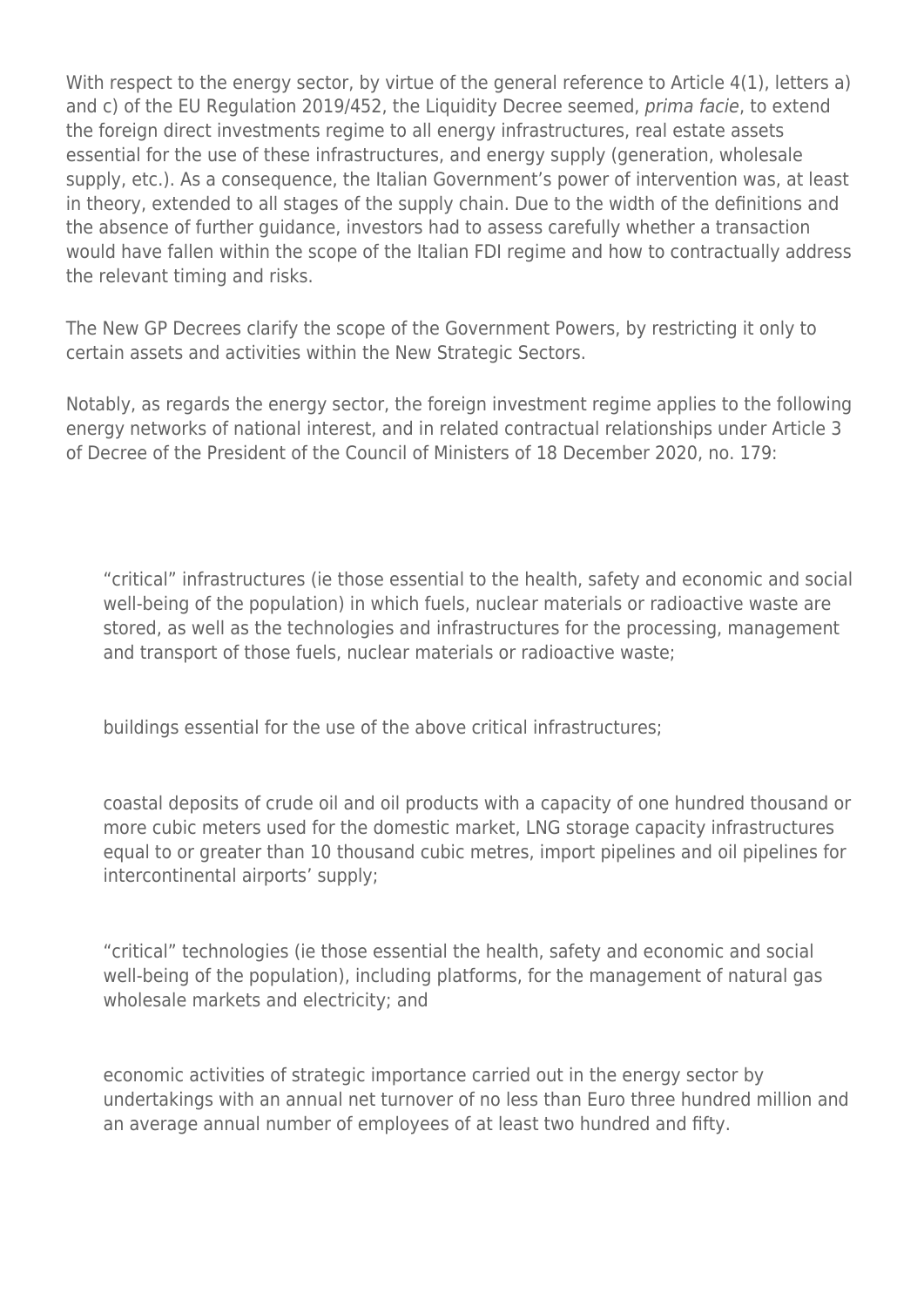With respect to the energy sector, by virtue of the general reference to Article 4(1), letters a) and c) of the EU Regulation 2019/452, the Liquidity Decree seemed, *prima facie*, to extend the foreign direct investments regime to all energy infrastructures, real estate assets essential for the use of these infrastructures, and energy supply (generation, wholesale supply, etc.). As a consequence, the Italian Government's power of intervention was, at least in theory, extended to all stages of the supply chain. Due to the width of the definitions and the absence of further guidance, investors had to assess carefully whether a transaction would have fallen within the scope of the Italian FDI regime and how to contractually address the relevant timing and risks.

The New GP Decrees clarify the scope of the Government Powers, by restricting it only to certain assets and activities within the New Strategic Sectors.

Notably, as regards the energy sector, the foreign investment regime applies to the following energy networks of national interest, and in related contractual relationships under Article 3 of Decree of the President of the Council of Ministers of 18 December 2020, no. 179:

- "critical" infrastructures (ie those essential to the health, safety and economic and social well-being of the population) in which fuels, nuclear materials or radioactive waste are stored, as well as the technologies and infrastructures for the processing, management and transport of those fuels, nuclear materials or radioactive waste;
- buildings essential for the use of the above critical infrastructures;
- coastal deposits of crude oil and oil products with a capacity of one hundred thousand or more cubic meters used for the domestic market, LNG storage capacity infrastructures equal to or greater than 10 thousand cubic metres, import pipelines and oil pipelines for intercontinental airports' supply;
- "critical" technologies (ie those essential the health, safety and economic and social well-being of the population), including platforms, for the management of natural gas wholesale markets and electricity; and
- economic activities of strategic importance carried out in the energy sector by undertakings with an annual net turnover of no less than Euro three hundred million and an average annual number of employees of at least two hundred and fifty.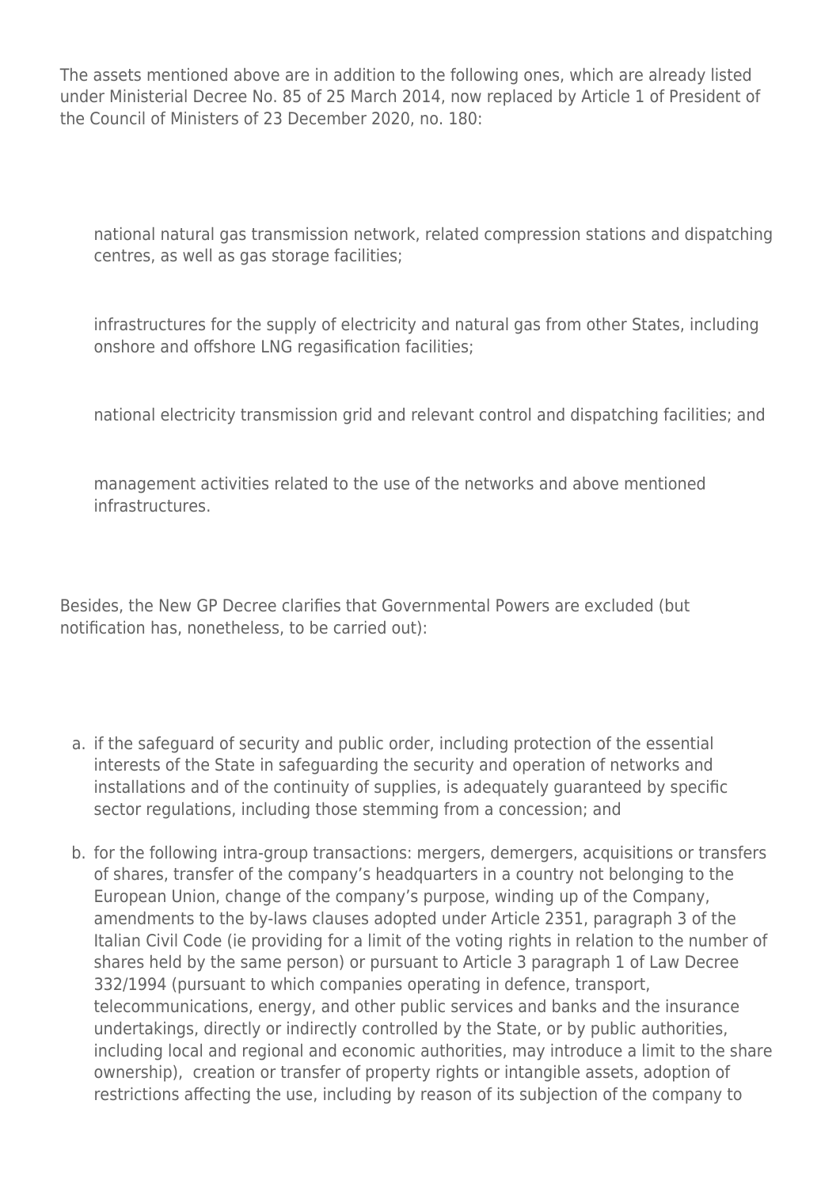The assets mentioned above are in addition to the following ones, which are already listed under Ministerial Decree No. 85 of 25 March 2014, now replaced by Article 1 of President of the Council of Ministers of 23 December 2020, no. 180:

- national natural gas transmission network, related compression stations and dispatching centres, as well as gas storage facilities;
- infrastructures for the supply of electricity and natural gas from other States, including onshore and offshore LNG regasification facilities;
- national electricity transmission grid and relevant control and dispatching facilities; and
- management activities related to the use of the networks and above mentioned infrastructures.

Besides, the New GP Decree clarifies that Governmental Powers are excluded (but notification has, nonetheless, to be carried out):

a. if the safeguard of security and public order, including protection of the essential interests of the State in safeguarding the security and operation of networks and installations and of the continuity of supplies, is adequately guaranteed by specific sector regulations, including those stemming from a concession; and
b. for the following intra-group transactions: mergers, demergers, acquisitions or transfers of shares, transfer of the company's headquarters in a country not belonging to the European Union, change of the company's purpose, winding up of the Company, amendments to the by-laws clauses adopted under Article 2351, paragraph 3 of the Italian Civil Code (ie providing for a limit of the voting rights in relation to the number of shares held by the same person) or pursuant to Article 3 paragraph 1 of Law Decree 332/1994 (pursuant to which companies operating in defence, transport, telecommunications, energy, and other public services and banks and the insurance undertakings, directly or indirectly controlled by the State, or by public authorities, including local and regional and economic authorities, may introduce a limit to the share ownership), creation or transfer of property rights or intangible assets, adoption of restrictions affecting the use, including by reason of its subjection of the company to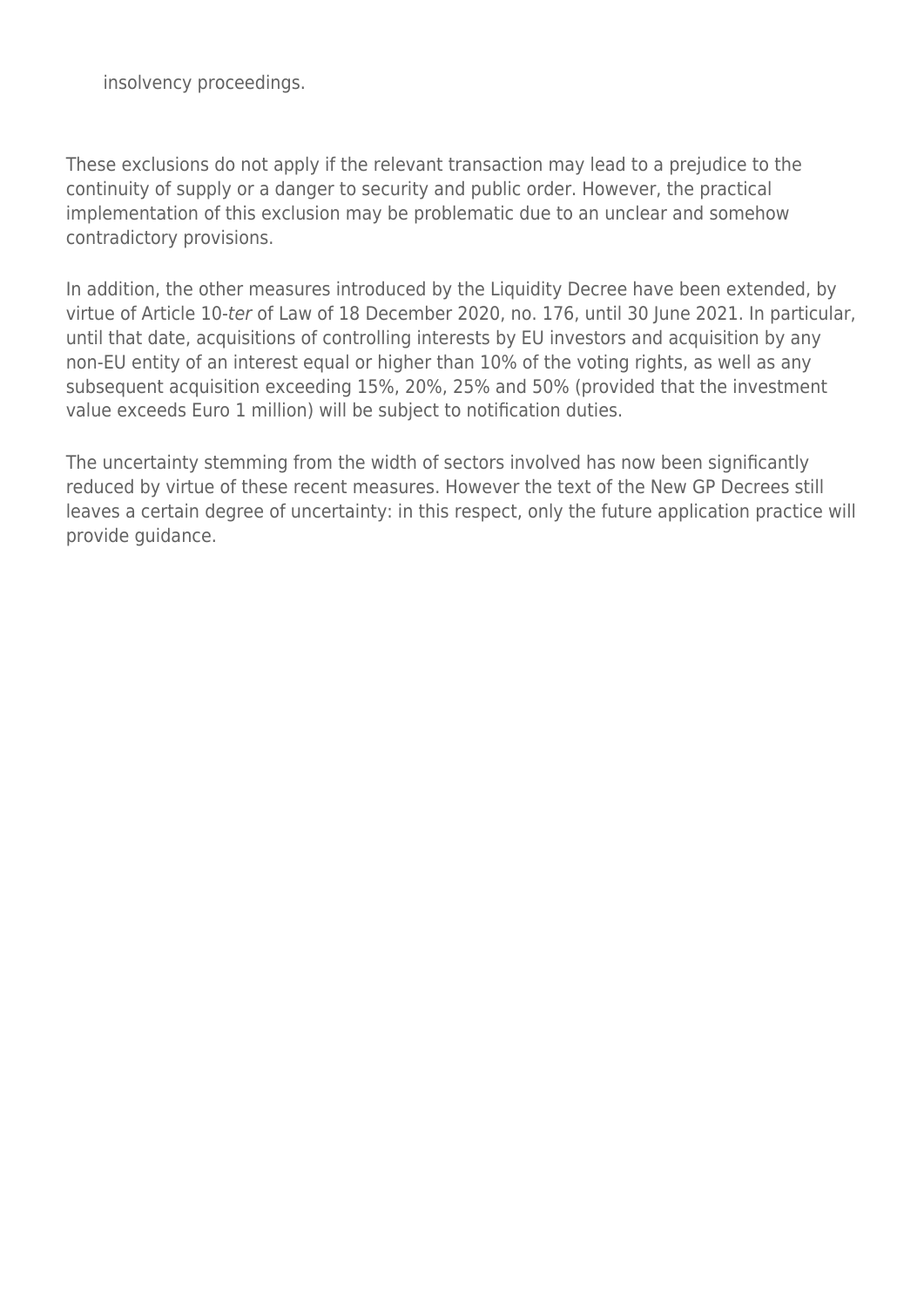insolvency proceedings.

These exclusions do not apply if the relevant transaction may lead to a prejudice to the continuity of supply or a danger to security and public order. However, the practical implementation of this exclusion may be problematic due to an unclear and somehow contradictory provisions.

In addition, the other measures introduced by the Liquidity Decree have been extended, by virtue of Article 10-*ter* of Law of 18 December 2020, no. 176, until 30 June 2021. In particular, until that date, acquisitions of controlling interests by EU investors and acquisition by any non-EU entity of an interest equal or higher than 10% of the voting rights, as well as any subsequent acquisition exceeding 15%, 20%, 25% and 50% (provided that the investment value exceeds Euro 1 million) will be subject to notification duties.

The uncertainty stemming from the width of sectors involved has now been significantly reduced by virtue of these recent measures. However the text of the New GP Decrees still leaves a certain degree of uncertainty: in this respect, only the future application practice will provide guidance.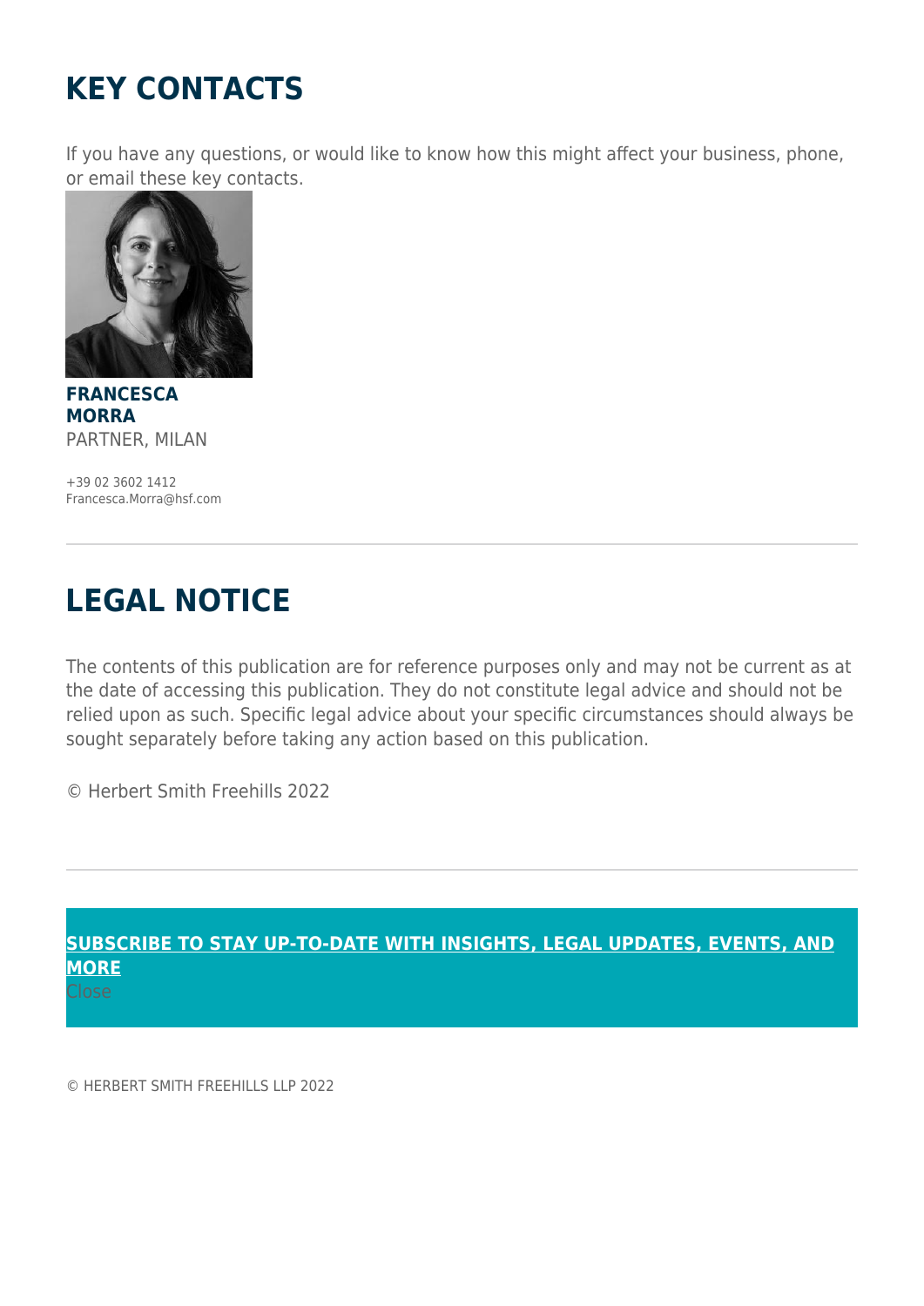## KEY CONTACTS

If you have any questions, or would like to know how this might affect your business, phone, or email these key contacts.

**FRANCESCA MORRA**
PARTNER, MILAN

+39 02 3602 1412
Francesca.Morra@hsf.com

---

## LEGAL NOTICE

The contents of this publication are for reference purposes only and may not be current as at the date of accessing this publication. They do not constitute legal advice and should not be relied upon as such. Specific legal advice about your specific circumstances should always be sought separately before taking any action based on this publication.

© Herbert Smith Freehills 2022

---

**SUBSCRIBE TO STAY UP-TO-DATE WITH INSIGHTS, LEGAL UPDATES, EVENTS, AND MORE**
Close

© HERBERT SMITH FREEHILLS LLP 2022